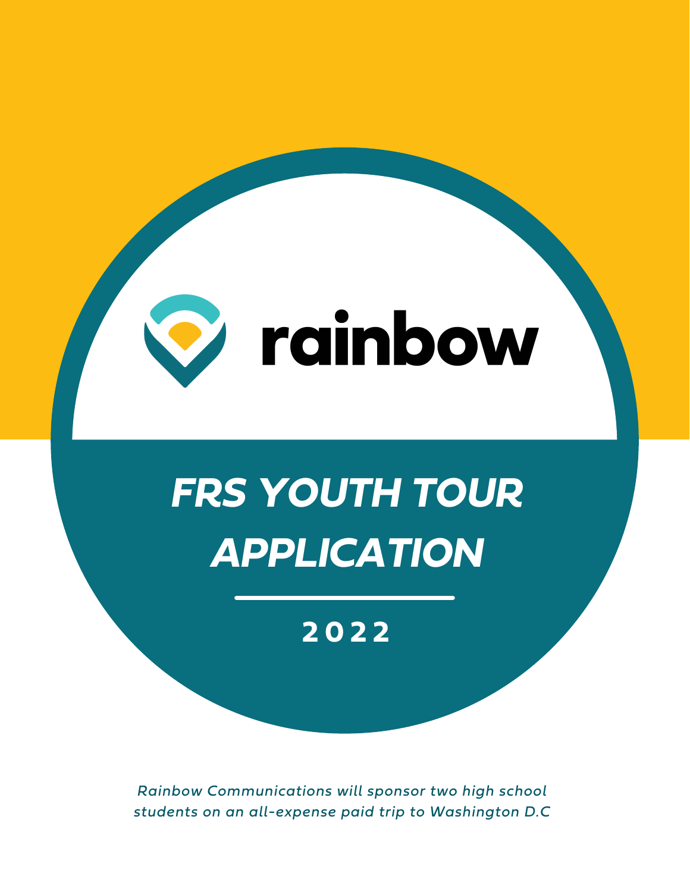rainbow

# FRS YOUTH TOUR APPLICATION

## 2022

*Rainbow Communications will sponsor two high school students on an all-expense paid trip to Washington D.C*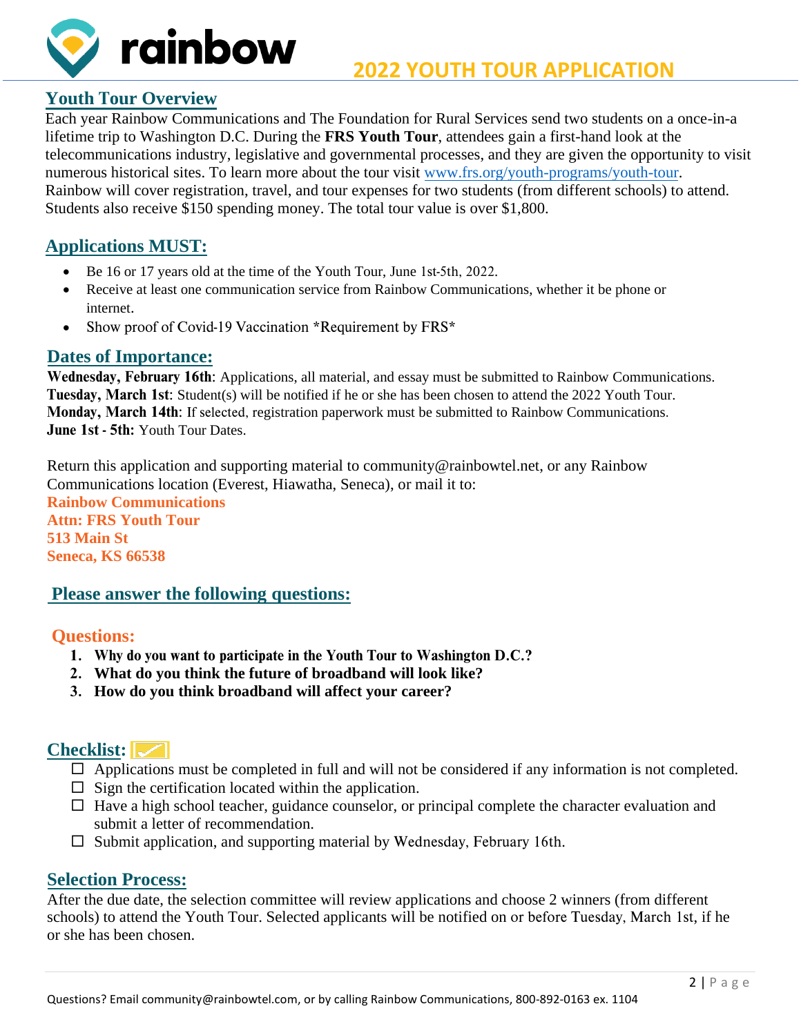rainbow

# 2022 YOUTH TOUR APPLICATION

## Youth Tour Overview

Each year Rainbow Communications and The Foundation for Rural Services send two students on a once-in-a lifetime trip to Washington D.C. During the **FRS Youth Tour**, attendees gain a first-hand look at the telecommunications industry, legislative and governmental processes, and they are given the opportunity to visit numerous historical sites. To learn more about the tour visit www.frs.org/youth-programs/youth-tour. Rainbow will cover registration, travel, and tour expenses for two students (from different schools) to attend. Students also receive $150 spending money. The total tour value is over $1,800.

## Applications MUST:

- Be 16 or 17 years old at the time of the Youth Tour, June 1st-5th, 2022.
- Receive at least one communication service from Rainbow Communications, whether it be phone or internet.
- Show proof of Covid-19 Vaccination *Requirement by FRS*

## Dates of Importance:

**Wednesday, February 16th**: Applications, all material, and essay must be submitted to Rainbow Communications.
**Tuesday, March 1st**: Student(s) will be notified if he or she has been chosen to attend the 2022 Youth Tour.
**Monday, March 14th**: If selected, registration paperwork must be submitted to Rainbow Communications.
**June 1st - 5th:** Youth Tour Dates.

Return this application and supporting material to community@rainbowtel.net, or any Rainbow Communications location (Everest, Hiawatha, Seneca), or mail it to:
**Rainbow Communications**
**Attn: FRS Youth Tour**
**513 Main St**
**Seneca, KS 66538**

## Please answer the following questions:

### Questions:

1. **Why do you want to participate in the Youth Tour to Washington D.C.?**
2. **What do you think the future of broadband will look like?**
3. **How do you think broadband will affect your career?**

## Checklist:

- ☐ Applications must be completed in full and will not be considered if any information is not completed.
- ☐ Sign the certification located within the application.
- ☐ Have a high school teacher, guidance counselor, or principal complete the character evaluation and submit a letter of recommendation.
- ☐ Submit application, and supporting material by Wednesday, February 16th.

## Selection Process:

After the due date, the selection committee will review applications and choose 2 winners (from different schools) to attend the Youth Tour. Selected applicants will be notified on or before Tuesday, March 1st, if he or she has been chosen.

Questions? Email community@rainbowtel.com, or by calling Rainbow Communications, 800-892-0163 ex. 1104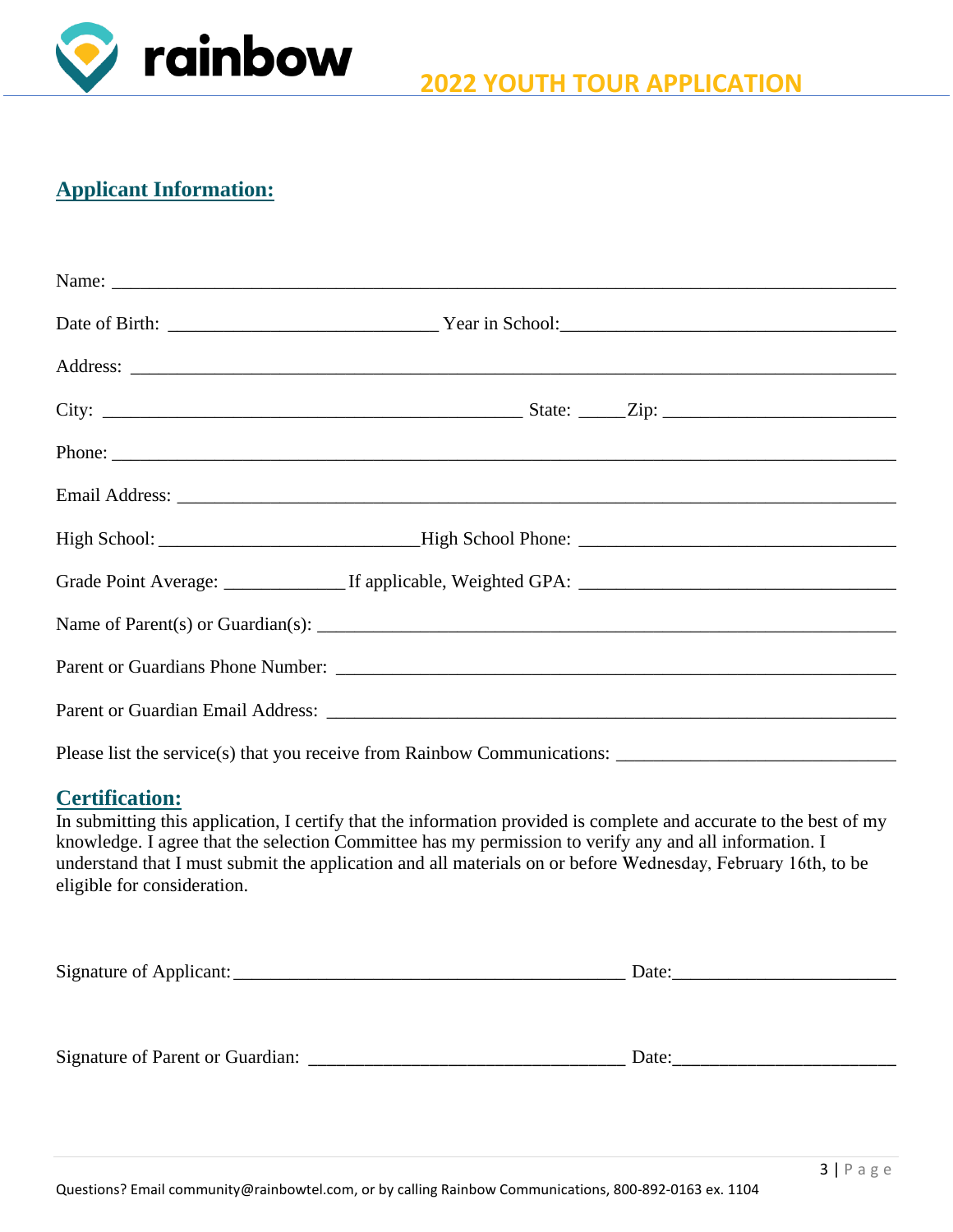# 2022 YOUTH TOUR APPLICATION

## Applicant Information:

Name: ____________________________________________________________________________

Date of Birth: ____________________________ Year in School:___________________________________

Address: __________________________________________________________________________

City: _____________________________________________ State: _____Zip: _________________________

Phone: ____________________________________________________________________________

Email Address: ______________________________________________________________________

High School: ___________________________High School Phone: __________________________________

Grade Point Average: _____________ If applicable, Weighted GPA: _______________________________

Name of Parent(s) or Guardian(s): ____________________________________________________________

Parent or Guardians Phone Number: ___________________________________________________________

Parent or Guardian Email Address: ____________________________________________________________

Please list the service(s) that you receive from Rainbow Communications: ______________________________

## Certification:

In submitting this application, I certify that the information provided is complete and accurate to the best of my knowledge. I agree that the selection Committee has my permission to verify any and all information. I understand that I must submit the application and all materials on or before Wednesday, February 16th, to be eligible for consideration.

Signature of Applicant:__________________________________________ Date:_______________________

Signature of Parent or Guardian: _________________________________ Date:_______________________

Questions? Email community@rainbowtel.com, or by calling Rainbow Communications, 800-892-0163 ex. 1104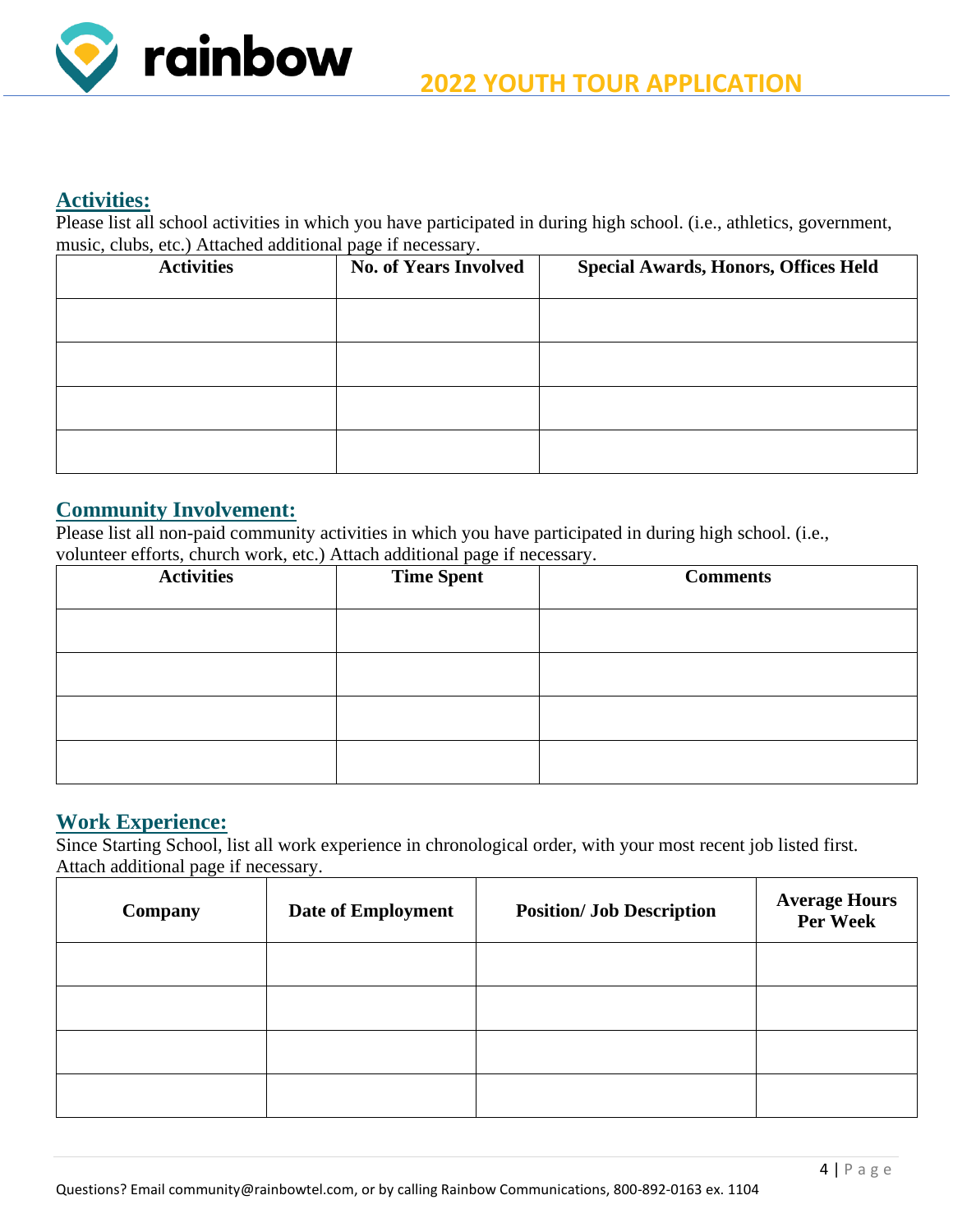## Activities:

Please list all school activities in which you have participated in during high school. (i.e., athletics, government, music, clubs, etc.) Attached additional page if necessary.

| Activities | No. of Years Involved | Special Awards, Honors, Offices Held |
|---|---|---|
| | | |
| | | |
| | | |
| | | |

## Community Involvement:

Please list all non-paid community activities in which you have participated in during high school. (i.e., volunteer efforts, church work, etc.) Attach additional page if necessary.

| Activities | Time Spent | Comments |
|---|---|---|
| | | |
| | | |
| | | |
| | | |

## Work Experience:

Since Starting School, list all work experience in chronological order, with your most recent job listed first. Attach additional page if necessary.

| Company | Date of Employment | Position/ Job Description | Average Hours Per Week |
|---|---|---|---|
| | | | |
| | | | |
| | | | |
| | | | |

Questions? Email community@rainbowtel.com, or by calling Rainbow Communications, 800-892-0163 ex. 1104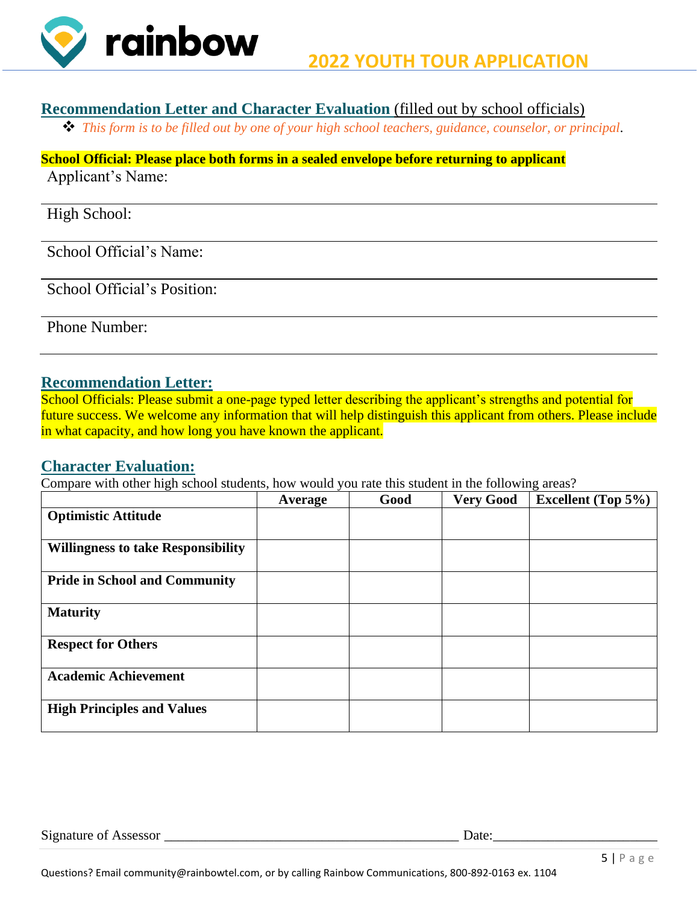rainbow

# 2022 YOUTH TOUR APPLICATION

## Recommendation Letter and Character Evaluation (filled out by school officials)

- *This form is to be filled out by one of your high school teachers, guidance, counselor, or principal.*

**School Official: Please place both forms in a sealed envelope before returning to applicant**

Applicant's Name:

High School:

School Official's Name:

School Official's Position:

Phone Number:

## Recommendation Letter:

School Officials: Please submit a one-page typed letter describing the applicant's strengths and potential for future success. We welcome any information that will help distinguish this applicant from others. Please include in what capacity, and how long you have known the applicant.

## Character Evaluation:

Compare with other high school students, how would you rate this student in the following areas?

| | Average | Good | Very Good | Excellent (Top 5%) |
|---|---|---|---|---|
| **Optimistic Attitude** | | | | |
| **Willingness to take Responsibility** | | | | |
| **Pride in School and Community** | | | | |
| **Maturity** | | | | |
| **Respect for Others** | | | | |
| **Academic Achievement** | | | | |
| **High Principles and Values** | | | | |

Signature of Assessor ____________________________________________ Date:______________________

Questions? Email community@rainbowtel.com, or by calling Rainbow Communications, 800-892-0163 ex. 1104